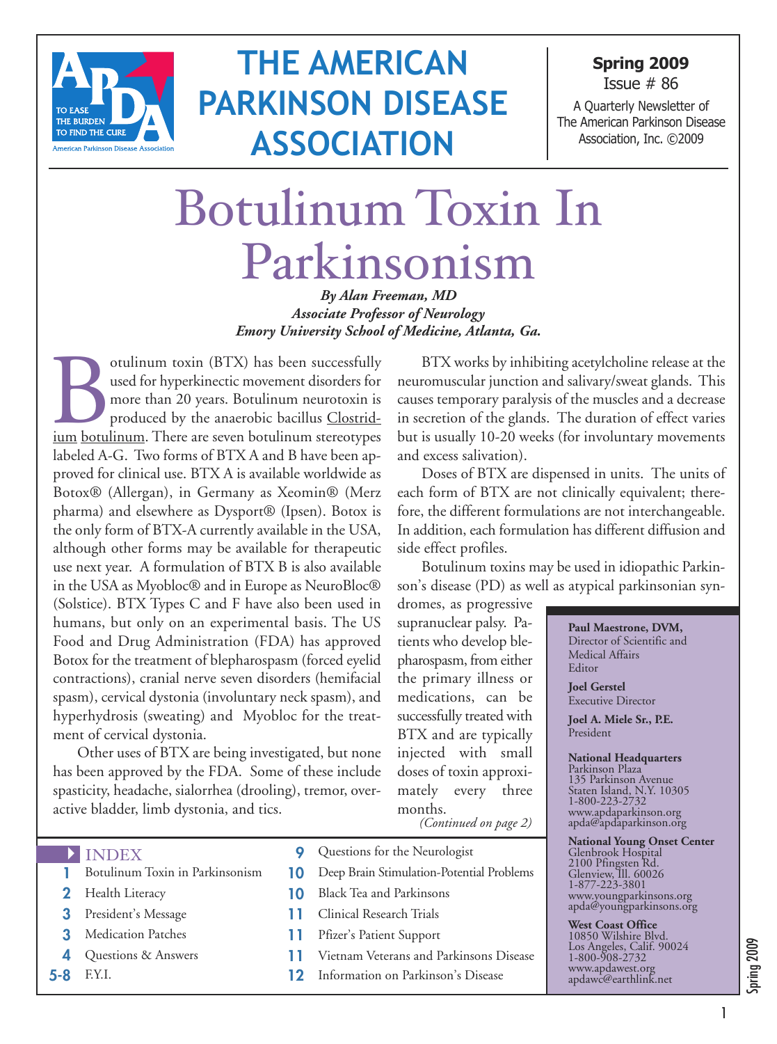# THE AMERICAN PARKINSON DISEASE ASSOCIATION

**Spring 2009**
Issue # 86
A Quarterly Newsletter of The American Parkinson Disease Association, Inc. ©2009

# Botulinum Toxin In Parkinsonism

***By Alan Freeman, MD***
***Associate Professor of Neurology***
***Emory University School of Medicine, Atlanta, Ga.***

Botulinum toxin (BTX) has been successfully used for hyperkinectic movement disorders for more than 20 years. Botulinum neurotoxin is produced by the anaerobic bacillus Clostridium botulinum. There are seven botulinum stereotypes labeled A-G. Two forms of BTX A and B have been approved for clinical use. BTX A is available worldwide as Botox® (Allergan), in Germany as Xeomin® (Merz pharma) and elsewhere as Dysport® (Ipsen). Botox is the only form of BTX-A currently available in the USA, although other forms may be available for therapeutic use next year. A formulation of BTX B is also available in the USA as Myobloc® and in Europe as NeuroBloc® (Solstice). BTX Types C and F have also been used in humans, but only on an experimental basis. The US Food and Drug Administration (FDA) has approved Botox for the treatment of blepharospasm (forced eyelid contractions), cranial nerve seven disorders (hemifacial spasm), cervical dystonia (involuntary neck spasm), and hyperhydrosis (sweating) and Myobloc for the treatment of cervical dystonia.

Other uses of BTX are being investigated, but none has been approved by the FDA. Some of these include spasticity, headache, sialorrhea (drooling), tremor, overactive bladder, limb dystonia, and tics.

BTX works by inhibiting acetylcholine release at the neuromuscular junction and salivary/sweat glands. This causes temporary paralysis of the muscles and a decrease in secretion of the glands. The duration of effect varies but is usually 10-20 weeks (for involuntary movements and excess salivation).

Doses of BTX are dispensed in units. The units of each form of BTX are not clinically equivalent; therefore, the different formulations are not interchangeable. In addition, each formulation has different diffusion and side effect profiles.

Botulinum toxins may be used in idiopathic Parkinson's disease (PD) as well as atypical parkinsonian syndromes, as progressive supranuclear palsy. Patients who develop blepharospasm, from either the primary illness or medications, can be successfully treated with BTX and are typically injected with small doses of toxin approximately every three months.

*(Continued on page 2)*

**Paul Maestrone, DVM,**
Director of Scientific and Medical Affairs
Editor

**Joel Gerstel**
Executive Director

**Joel A. Miele Sr., P.E.**
President

**National Headquarters**
Parkinson Plaza
135 Parkinson Avenue
Staten Island, N.Y. 10305
1-800-223-2732
www.apdaparkinson.org
apda@apdaparkinson.org

**National Young Onset Center**
Glenbrook Hospital
2100 Pfingsten Rd.
Glenview, Ill. 60026
1-877-223-3801
www.youngparkinsons.org
apda@youngparkinsons.org

**West Coast Office**
10850 Wilshire Blvd.
Los Angeles, Calif. 90024
1-800-908-2732
www.apdawest.org
apdawc@earthlink.net

## INDEX

| Page | Topic |
|---|---|
| 1 | Botulinum Toxin in Parkinsonism |
| 2 | Health Literacy |
| 3 | President's Message |
| 3 | Medication Patches |
| 4 | Questions & Answers |
| 5-8 | F.Y.I. |
| 9 | Questions for the Neurologist |
| 10 | Deep Brain Stimulation-Potential Problems |
| 10 | Black Tea and Parkinsons |
| 11 | Clinical Research Trials |
| 11 | Pfizer's Patient Support |
| 11 | Vietnam Veterans and Parkinsons Disease |
| 12 | Information on Parkinson's Disease |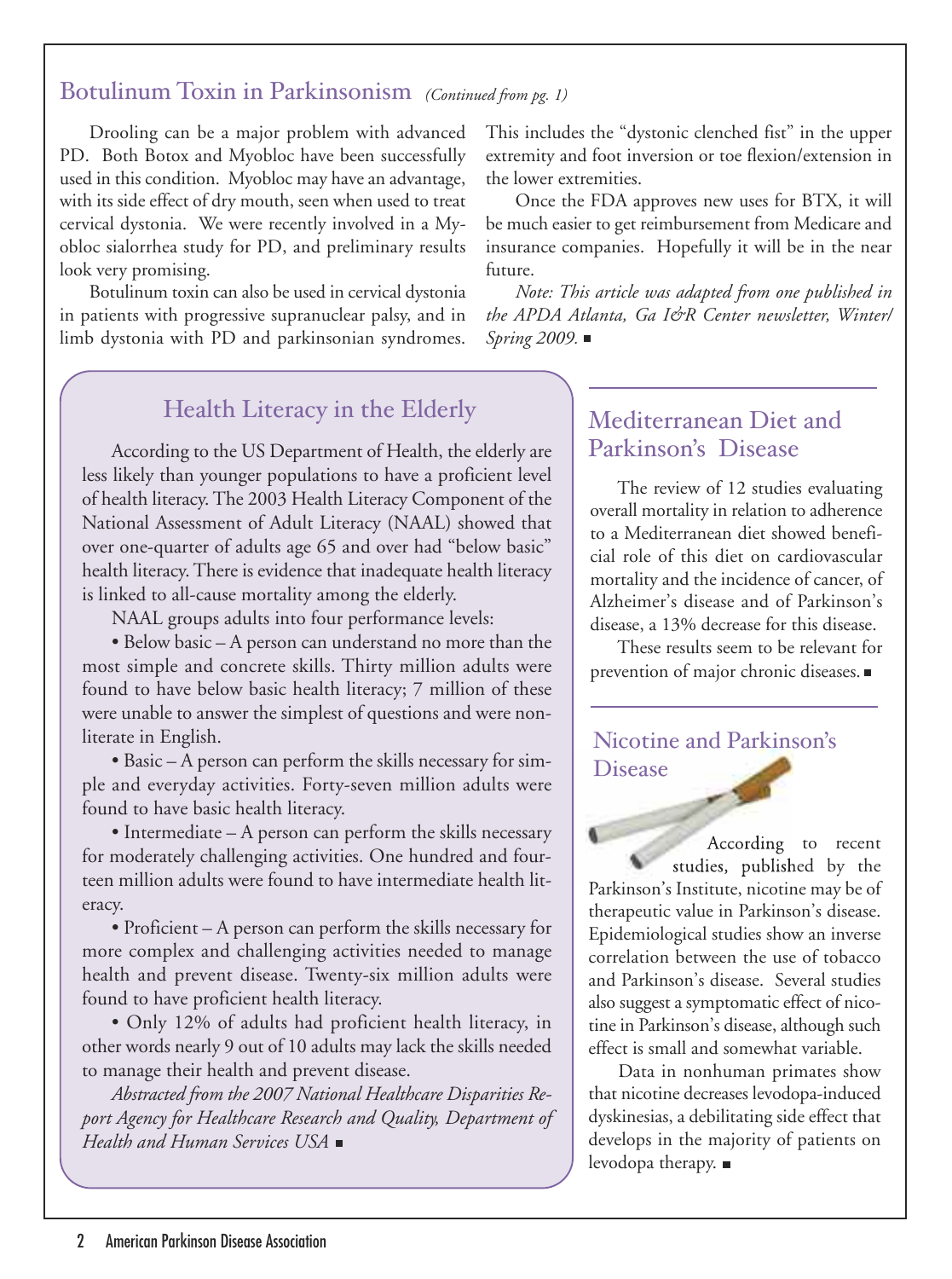## Botulinum Toxin in Parkinsonism *(Continued from pg. 1)*

Drooling can be a major problem with advanced PD. Both Botox and Myobloc have been successfully used in this condition. Myobloc may have an advantage, with its side effect of dry mouth, seen when used to treat cervical dystonia. We were recently involved in a Myobloc sialorrhea study for PD, and preliminary results look very promising.

Botulinum toxin can also be used in cervical dystonia in patients with progressive supranuclear palsy, and in limb dystonia with PD and parkinsonian syndromes. This includes the "dystonic clenched fist" in the upper extremity and foot inversion or toe flexion/extension in the lower extremities.

Once the FDA approves new uses for BTX, it will be much easier to get reimbursement from Medicare and insurance companies. Hopefully it will be in the near future.

*Note: This article was adapted from one published in the APDA Atlanta, Ga I&R Center newsletter, Winter/Spring 2009.* ■

## Health Literacy in the Elderly

According to the US Department of Health, the elderly are less likely than younger populations to have a proficient level of health literacy. The 2003 Health Literacy Component of the National Assessment of Adult Literacy (NAAL) showed that over one-quarter of adults age 65 and over had "below basic" health literacy. There is evidence that inadequate health literacy is linked to all-cause mortality among the elderly.

NAAL groups adults into four performance levels:

- Below basic – A person can understand no more than the most simple and concrete skills. Thirty million adults were found to have below basic health literacy; 7 million of these were unable to answer the simplest of questions and were non-literate in English.
- Basic – A person can perform the skills necessary for simple and everyday activities. Forty-seven million adults were found to have basic health literacy.
- Intermediate – A person can perform the skills necessary for moderately challenging activities. One hundred and fourteen million adults were found to have intermediate health literacy.
- Proficient – A person can perform the skills necessary for more complex and challenging activities needed to manage health and prevent disease. Twenty-six million adults were found to have proficient health literacy.
- Only 12% of adults had proficient health literacy, in other words nearly 9 out of 10 adults may lack the skills needed to manage their health and prevent disease.

*Abstracted from the 2007 National Healthcare Disparities Report Agency for Healthcare Research and Quality, Department of Health and Human Services USA* ■

## Mediterranean Diet and Parkinson's Disease

The review of 12 studies evaluating overall mortality in relation to adherence to a Mediterranean diet showed beneficial role of this diet on cardiovascular mortality and the incidence of cancer, of Alzheimer's disease and of Parkinson's disease, a 13% decrease for this disease.

These results seem to be relevant for prevention of major chronic diseases. ■

## Nicotine and Parkinson's Disease

According to recent studies, published by the Parkinson's Institute, nicotine may be of therapeutic value in Parkinson's disease. Epidemiological studies show an inverse correlation between the use of tobacco and Parkinson's disease. Several studies also suggest a symptomatic effect of nicotine in Parkinson's disease, although such effect is small and somewhat variable.

Data in nonhuman primates show that nicotine decreases levodopa-induced dyskinesias, a debilitating side effect that develops in the majority of patients on levodopa therapy. ■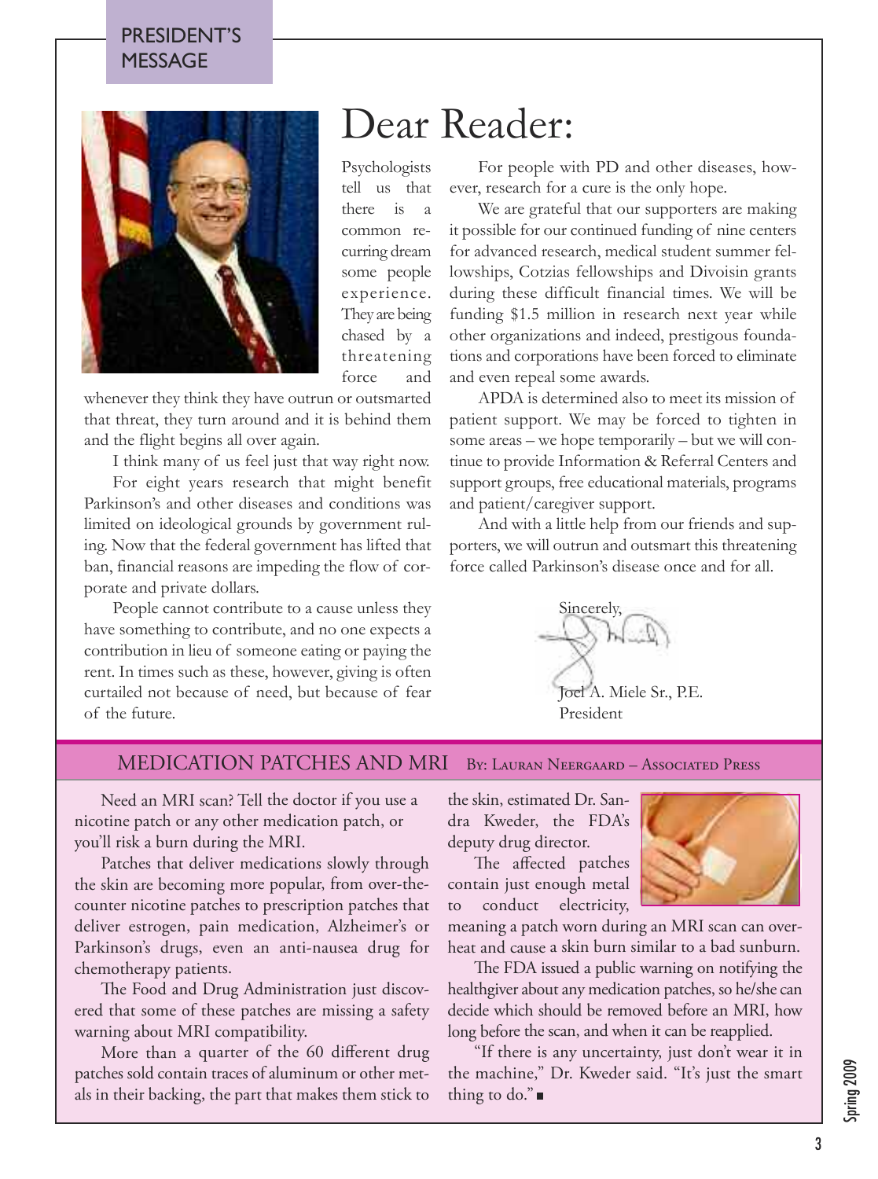PRESIDENT'S MESSAGE

# Dear Reader:

Psychologists tell us that there is a common recurring dream some people experience. They are being chased by a threatening force and whenever they think they have outrun or outsmarted that threat, they turn around and it is behind them and the flight begins all over again.

I think many of us feel just that way right now.

For eight years research that might benefit Parkinson's and other diseases and conditions was limited on ideological grounds by government ruling. Now that the federal government has lifted that ban, financial reasons are impeding the flow of corporate and private dollars.

People cannot contribute to a cause unless they have something to contribute, and no one expects a contribution in lieu of someone eating or paying the rent. In times such as these, however, giving is often curtailed not because of need, but because of fear of the future.

For people with PD and other diseases, however, research for a cure is the only hope.

We are grateful that our supporters are making it possible for our continued funding of nine centers for advanced research, medical student summer fellowships, Cotzias fellowships and Divoisin grants during these difficult financial times. We will be funding $1.5 million in research next year while other organizations and indeed, prestigous foundations and corporations have been forced to eliminate and even repeal some awards.

APDA is determined also to meet its mission of patient support. We may be forced to tighten in some areas – we hope temporarily – but we will continue to provide Information & Referral Centers and support groups, free educational materials, programs and patient/caregiver support.

And with a little help from our friends and supporters, we will outrun and outsmart this threatening force called Parkinson's disease once and for all.

Sincerely,

Joel A. Miele Sr., P.E.
President

## MEDICATION PATCHES AND MRI

By: Lauran Neergaard – Associated Press

Need an MRI scan? Tell the doctor if you use a nicotine patch or any other medication patch, or you'll risk a burn during the MRI.

Patches that deliver medications slowly through the skin are becoming more popular, from over-the-counter nicotine patches to prescription patches that deliver estrogen, pain medication, Alzheimer's or Parkinson's drugs, even an anti-nausea drug for chemotherapy patients.

The Food and Drug Administration just discovered that some of these patches are missing a safety warning about MRI compatibility.

More than a quarter of the 60 different drug patches sold contain traces of aluminum or other metals in their backing, the part that makes them stick to the skin, estimated Dr. Sandra Kweder, the FDA's deputy drug director.

The affected patches contain just enough metal to conduct electricity, meaning a patch worn during an MRI scan can overheat and cause a skin burn similar to a bad sunburn.

The FDA issued a public warning on notifying the healthgiver about any medication patches, so he/she can decide which should be removed before an MRI, how long before the scan, and when it can be reapplied.

"If there is any uncertainty, just don't wear it in the machine," Dr. Kweder said. "It's just the smart thing to do." ■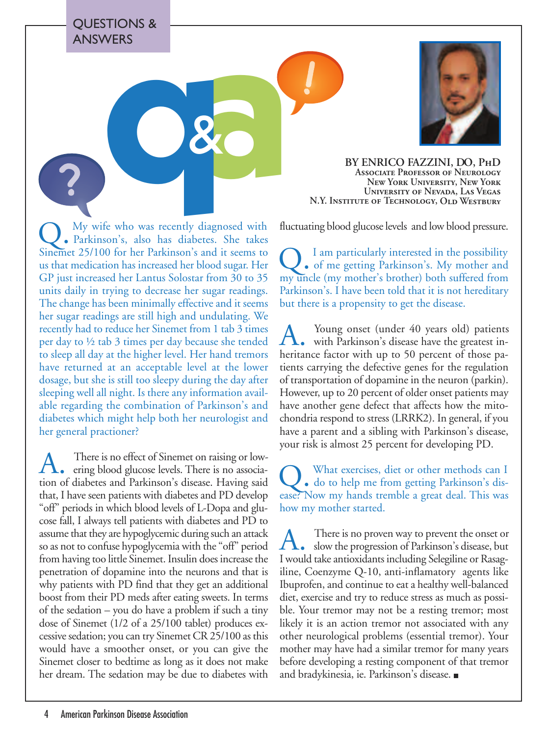QUESTIONS & ANSWERS

# Q&A

**BY ENRICO FAZZINI, DO, PhD**
Associate Professor of Neurology
New York University, New York
University of Nevada, Las Vegas
N.Y. Institute of Technology, Old Westbury

**Q.** My wife who was recently diagnosed with Parkinson's, also has diabetes. She takes Sinemet 25/100 for her Parkinson's and it seems to us that medication has increased her blood sugar. Her GP just increased her Lantus Solostar from 30 to 35 units daily in trying to decrease her sugar readings. The change has been minimally effective and it seems her sugar readings are still high and undulating. We recently had to reduce her Sinemet from 1 tab 3 times per day to ½ tab 3 times per day because she tended to sleep all day at the higher level. Her hand tremors have returned at an acceptable level at the lower dosage, but she is still too sleepy during the day after sleeping well all night. Is there any information available regarding the combination of Parkinson's and diabetes which might help both her neurologist and her general practioner?

**A.** There is no effect of Sinemet on raising or lowering blood glucose levels. There is no association of diabetes and Parkinson's disease. Having said that, I have seen patients with diabetes and PD develop "off" periods in which blood levels of L-Dopa and glucose fall, I always tell patients with diabetes and PD to assume that they are hypoglycemic during such an attack so as not to confuse hypoglycemia with the "off" period from having too little Sinemet. Insulin does increase the penetration of dopamine into the neurons and that is why patients with PD find that they get an additional boost from their PD meds after eating sweets. In terms of the sedation – you do have a problem if such a tiny dose of Sinemet (1/2 of a 25/100 tablet) produces excessive sedation; you can try Sinemet CR 25/100 as this would have a smoother onset, or you can give the Sinemet closer to bedtime as long as it does not make her dream. The sedation may be due to diabetes with fluctuating blood glucose levels and low blood pressure.

**Q.** I am particularly interested in the possibility of me getting Parkinson's. My mother and my uncle (my mother's brother) both suffered from Parkinson's. I have been told that it is not hereditary but there is a propensity to get the disease.

**A.** Young onset (under 40 years old) patients with Parkinson's disease have the greatest inheritance factor with up to 50 percent of those patients carrying the defective genes for the regulation of transportation of dopamine in the neuron (parkin). However, up to 20 percent of older onset patients may have another gene defect that affects how the mitochondria respond to stress (LRRK2). In general, if you have a parent and a sibling with Parkinson's disease, your risk is almost 25 percent for developing PD.

**Q.** What exercises, diet or other methods can I do to help me from getting Parkinson's disease? Now my hands tremble a great deal. This was how my mother started.

**A.** There is no proven way to prevent the onset or slow the progression of Parkinson's disease, but I would take antioxidants including Selegiline or Rasagiline, Coenzyme Q-10, anti-inflamatory agents like Ibuprofen, and continue to eat a healthy well-balanced diet, exercise and try to reduce stress as much as possible. Your tremor may not be a resting tremor; most likely it is an action tremor not associated with any other neurological problems (essential tremor). Your mother may have had a similar tremor for many years before developing a resting component of that tremor and bradykinesia, ie. Parkinson's disease. ■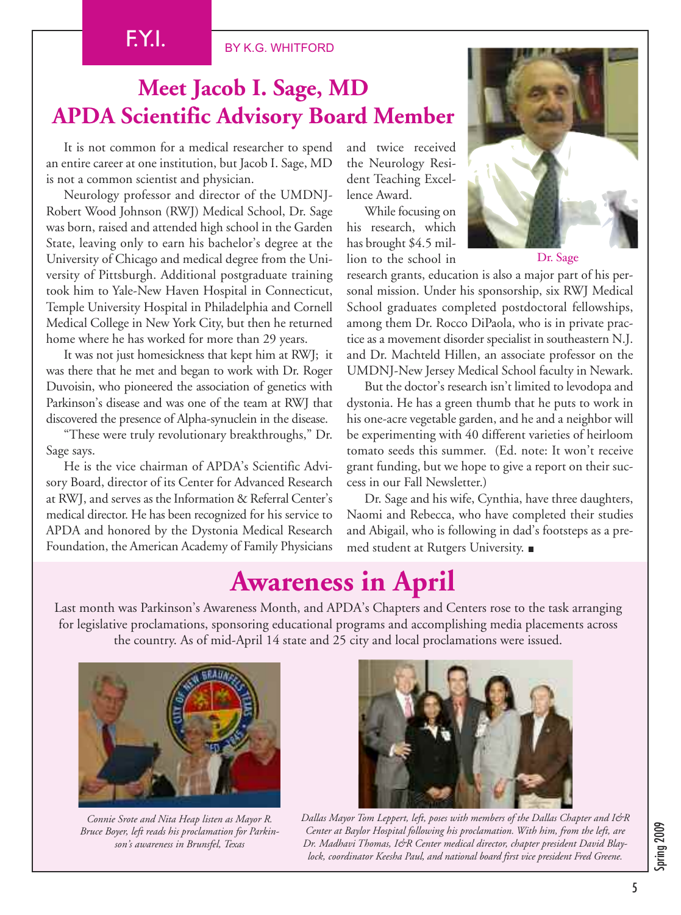F.Y.I.

BY K.G. WHITFORD

# Meet Jacob I. Sage, MD APDA Scientific Advisory Board Member

It is not common for a medical researcher to spend an entire career at one institution, but Jacob I. Sage, MD is not a common scientist and physician.

Neurology professor and director of the UMDNJ-Robert Wood Johnson (RWJ) Medical School, Dr. Sage was born, raised and attended high school in the Garden State, leaving only to earn his bachelor's degree at the University of Chicago and medical degree from the University of Pittsburgh. Additional postgraduate training took him to Yale-New Haven Hospital in Connecticut, Temple University Hospital in Philadelphia and Cornell Medical College in New York City, but then he returned home where he has worked for more than 29 years.

It was not just homesickness that kept him at RWJ; it was there that he met and began to work with Dr. Roger Duvoisin, who pioneered the association of genetics with Parkinson's disease and was one of the team at RWJ that discovered the presence of Alpha-synuclein in the disease.

"These were truly revolutionary breakthroughs," Dr. Sage says.

He is the vice chairman of APDA's Scientific Advisory Board, director of its Center for Advanced Research at RWJ, and serves as the Information & Referral Center's medical director. He has been recognized for his service to APDA and honored by the Dystonia Medical Research Foundation, the American Academy of Family Physicians and twice received the Neurology Resident Teaching Excellence Award.

Dr. Sage

While focusing on his research, which has brought $4.5 million to the school in research grants, education is also a major part of his personal mission. Under his sponsorship, six RWJ Medical School graduates completed postdoctoral fellowships, among them Dr. Rocco DiPaola, who is in private practice as a movement disorder specialist in southeastern N.J. and Dr. Machteld Hillen, an associate professor on the UMDNJ-New Jersey Medical School faculty in Newark.

But the doctor's research isn't limited to levodopa and dystonia. He has a green thumb that he puts to work in his one-acre vegetable garden, and he and a neighbor will be experimenting with 40 different varieties of heirloom tomato seeds this summer. (Ed. note: It won't receive grant funding, but we hope to give a report on their success in our Fall Newsletter.)

Dr. Sage and his wife, Cynthia, have three daughters, Naomi and Rebecca, who have completed their studies and Abigail, who is following in dad's footsteps as a pre-med student at Rutgers University. ■

# Awareness in April

Last month was Parkinson's Awareness Month, and APDA's Chapters and Centers rose to the task arranging for legislative proclamations, sponsoring educational programs and accomplishing media placements across the country. As of mid-April 14 state and 25 city and local proclamations were issued.

*Connie Srote and Nita Heap listen as Mayor R. Bruce Boyer, left reads his proclamation for Parkinson's awareness in Brunsfel, Texas*

*Dallas Mayor Tom Leppert, left, poses with members of the Dallas Chapter and I&R Center at Baylor Hospital following his proclamation. With him, from the left, are Dr. Madhavi Thomas, I&R Center medical director, chapter president David Blaylock, coordinator Keesha Paul, and national board first vice president Fred Greene.*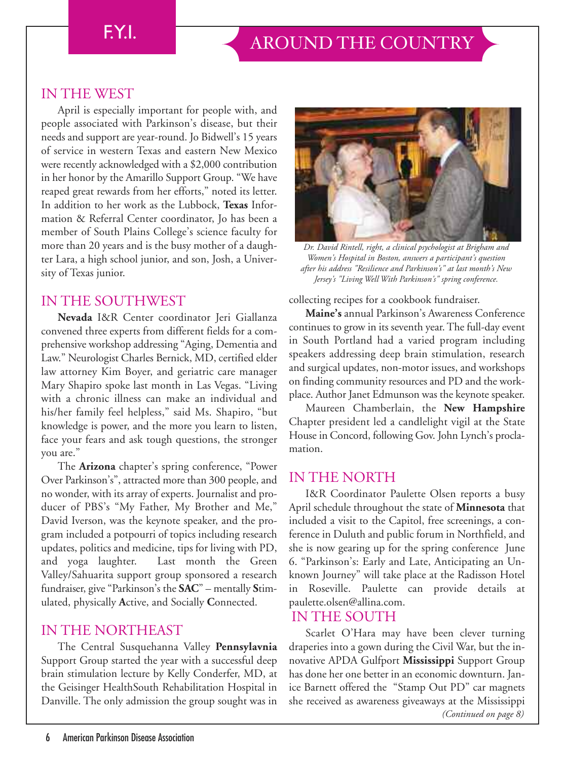# F.Y.I.

# AROUND THE COUNTRY

## IN THE WEST

April is especially important for people with, and people associated with Parkinson's disease, but their needs and support are year-round. Jo Bidwell's 15 years of service in western Texas and eastern New Mexico were recently acknowledged with a $2,000 contribution in her honor by the Amarillo Support Group. "We have reaped great rewards from her efforts," noted its letter. In addition to her work as the Lubbock, **Texas** Information & Referral Center coordinator, Jo has been a member of South Plains College's science faculty for more than 20 years and is the busy mother of a daughter Lara, a high school junior, and son, Josh, a University of Texas junior.

## IN THE SOUTHWEST

**Nevada** I&R Center coordinator Jeri Giallanza convened three experts from different fields for a comprehensive workshop addressing "Aging, Dementia and Law." Neurologist Charles Bernick, MD, certified elder law attorney Kim Boyer, and geriatric care manager Mary Shapiro spoke last month in Las Vegas. "Living with a chronic illness can make an individual and his/her family feel helpless," said Ms. Shapiro, "but knowledge is power, and the more you learn to listen, face your fears and ask tough questions, the stronger you are."

The **Arizona** chapter's spring conference, "Power Over Parkinson's", attracted more than 300 people, and no wonder, with its array of experts. Journalist and producer of PBS's "My Father, My Brother and Me," David Iverson, was the keynote speaker, and the program included a potpourri of topics including research updates, politics and medicine, tips for living with PD, and yoga laughter. Last month the Green Valley/Sahuarita support group sponsored a research fundraiser, give "Parkinson's the **SAC**" – mentally **S**timulated, physically **A**ctive, and Socially **C**onnected.

## IN THE NORTHEAST

The Central Susquehanna Valley **Pennsylavnia** Support Group started the year with a successful deep brain stimulation lecture by Kelly Conderfer, MD, at the Geisinger HealthSouth Rehabilitation Hospital in Danville. The only admission the group sought was in collecting recipes for a cookbook fundraiser.

*Dr. David Rintell, right, a clinical psychologist at Brigham and Women's Hospital in Boston, answers a participant's question after his address "Resilience and Parkinson's" at last month's New Jersey's "Living Well With Parkinson's" spring conference.*

**Maine's** annual Parkinson's Awareness Conference continues to grow in its seventh year. The full-day event in South Portland had a varied program including speakers addressing deep brain stimulation, research and surgical updates, non-motor issues, and workshops on finding community resources and PD and the workplace. Author Janet Edmunson was the keynote speaker.

Maureen Chamberlain, the **New Hampshire** Chapter president led a candlelight vigil at the State House in Concord, following Gov. John Lynch's proclamation.

## IN THE NORTH

I&R Coordinator Paulette Olsen reports a busy April schedule throughout the state of **Minnesota** that included a visit to the Capitol, free screenings, a conference in Duluth and public forum in Northfield, and she is now gearing up for the spring conference June 6. "Parkinson's: Early and Late, Anticipating an Unknown Journey" will take place at the Radisson Hotel in Roseville. Paulette can provide details at paulette.olsen@allina.com.

## IN THE SOUTH

Scarlet O'Hara may have been clever turning draperies into a gown during the Civil War, but the innovative APDA Gulfport **Mississippi** Support Group has done her one better in an economic downturn. Janice Barnett offered the "Stamp Out PD" car magnets she received as awareness giveaways at the Mississippi

*(Continued on page 8)*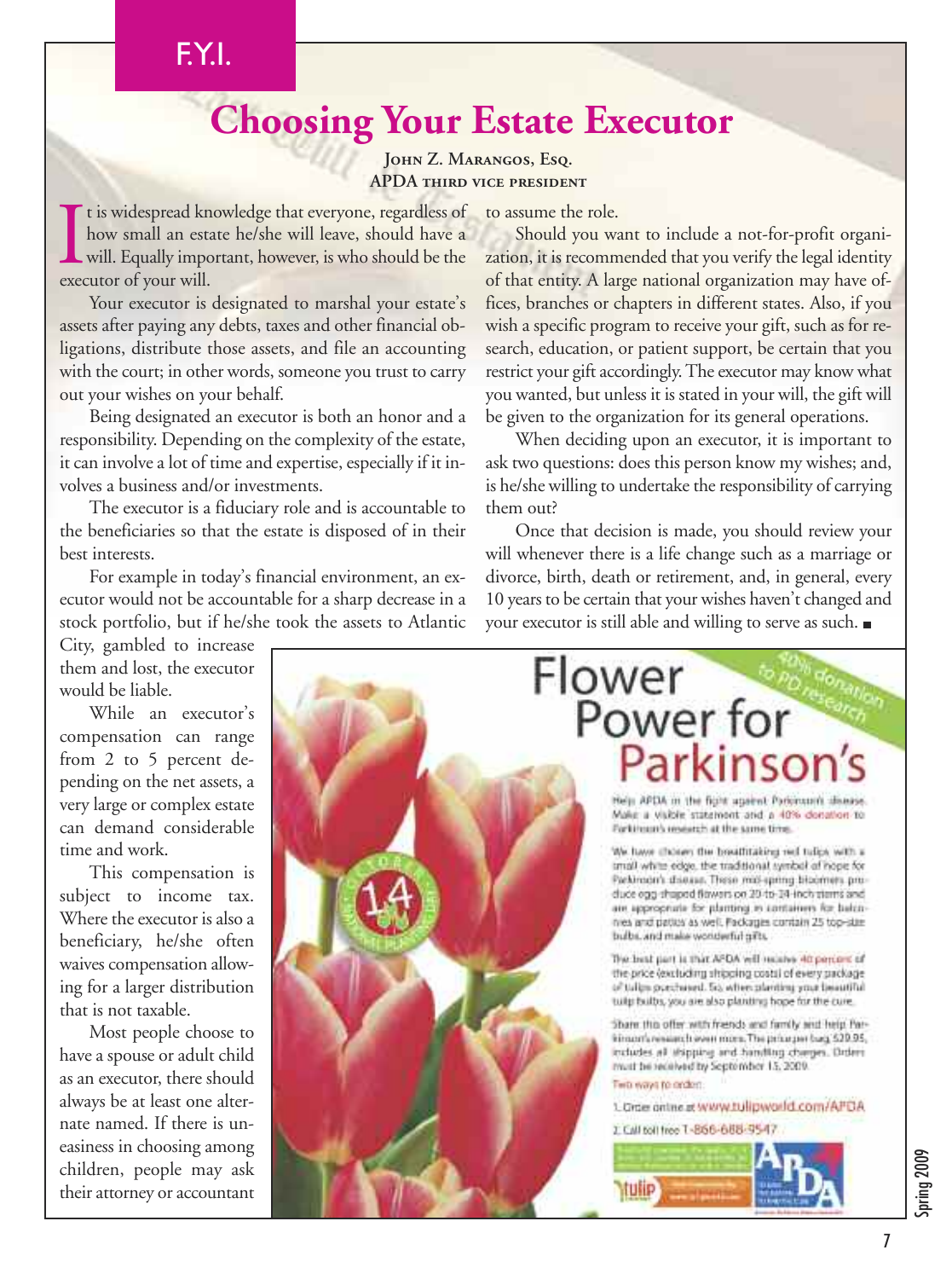F.Y.I.

# Choosing Your Estate Executor

**John Z. Marangos, Esq.**
**APDA third vice president**

It is widespread knowledge that everyone, regardless of how small an estate he/she will leave, should have a will. Equally important, however, is who should be the executor of your will.

Your executor is designated to marshal your estate's assets after paying any debts, taxes and other financial obligations, distribute those assets, and file an accounting with the court; in other words, someone you trust to carry out your wishes on your behalf.

Being designated an executor is both an honor and a responsibility. Depending on the complexity of the estate, it can involve a lot of time and expertise, especially if it involves a business and/or investments.

The executor is a fiduciary role and is accountable to the beneficiaries so that the estate is disposed of in their best interests.

For example in today's financial environment, an executor would not be accountable for a sharp decrease in a stock portfolio, but if he/she took the assets to Atlantic City, gambled to increase them and lost, the executor would be liable.

While an executor's compensation can range from 2 to 5 percent depending on the net assets, a very large or complex estate can demand considerable time and work.

This compensation is subject to income tax. Where the executor is also a beneficiary, he/she often waives compensation allowing for a larger distribution that is not taxable.

Most people choose to have a spouse or adult child as an executor, there should always be at least one alternate named. If there is uneasiness in choosing among children, people may ask their attorney or accountant to assume the role.

Should you want to include a not-for-profit organization, it is recommended that you verify the legal identity of that entity. A large national organization may have offices, branches or chapters in different states. Also, if you wish a specific program to receive your gift, such as for research, education, or patient support, be certain that you restrict your gift accordingly. The executor may know what you wanted, but unless it is stated in your will, the gift will be given to the organization for its general operations.

When deciding upon an executor, it is important to ask two questions: does this person know my wishes; and, is he/she willing to undertake the responsibility of carrying them out?

Once that decision is made, you should review your will whenever there is a life change such as a marriage or divorce, birth, death or retirement, and, in general, every 10 years to be certain that your wishes haven't changed and your executor is still able and willing to serve as such. ■

## Flower Power for Parkinson's

40% donation to PD research

Help APDA in the fight against Parkinson's disease. Make a visible statement and a 40% donation to Parkinson's research at the same time.

We have chosen the breathtaking red tulips with a small white edge, the traditional symbol of hope for Parkinson's disease. These mid-spring bloomers produce egg shaped flowers on 20-to-24-inch stems and are appropriate for planting in containers for balconies and patios as well. Packages contain 25 top-size bulbs, and make wonderful gifts.

The best part is that APDA will receive 40 percent of the price (excluding shipping costs) of every package of tulips purchased. So, when planting your beautiful tulip bulbs, you are also planting hope for the cure.

Share this offer with friends and family and help Parkinson's research even more. The price per bag $29.95, includes all shipping and handling charges. Orders must be received by September 15, 2009.

Two ways to order:

1. Order online at www.tulipworld.com/APDA
2. Call toll free 1-866-688-9547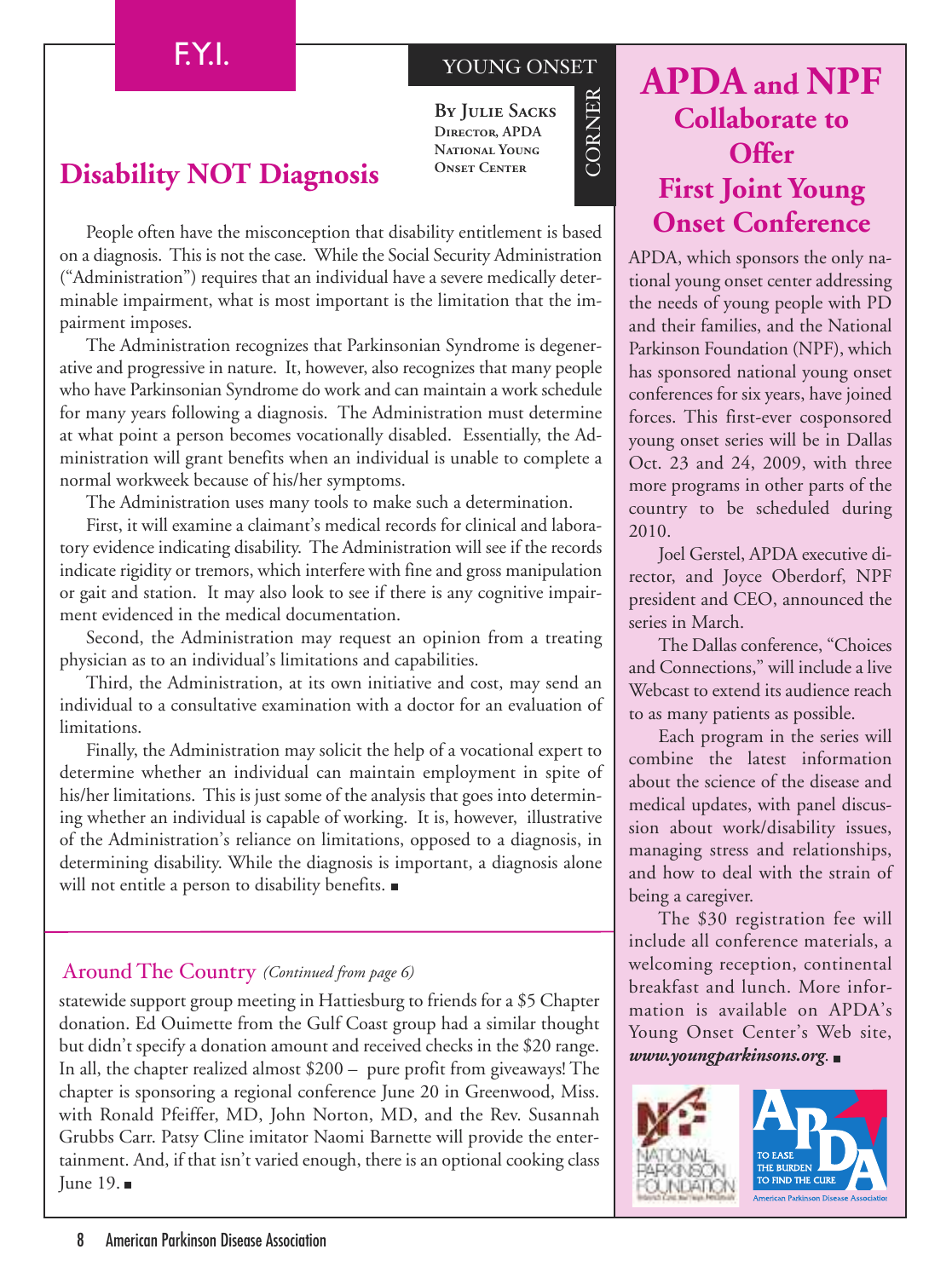F.Y.I.

YOUNG ONSET CORNER

**By Julie Sacks**
Director, APDA National Young Onset Center

## Disability NOT Diagnosis

People often have the misconception that disability entitlement is based on a diagnosis. This is not the case. While the Social Security Administration ("Administration") requires that an individual have a severe medically determinable impairment, what is most important is the limitation that the impairment imposes.

The Administration recognizes that Parkinsonian Syndrome is degenerative and progressive in nature. It, however, also recognizes that many people who have Parkinsonian Syndrome do work and can maintain a work schedule for many years following a diagnosis. The Administration must determine at what point a person becomes vocationally disabled. Essentially, the Administration will grant benefits when an individual is unable to complete a normal workweek because of his/her symptoms.

The Administration uses many tools to make such a determination.

First, it will examine a claimant's medical records for clinical and laboratory evidence indicating disability. The Administration will see if the records indicate rigidity or tremors, which interfere with fine and gross manipulation or gait and station. It may also look to see if there is any cognitive impairment evidenced in the medical documentation.

Second, the Administration may request an opinion from a treating physician as to an individual's limitations and capabilities.

Third, the Administration, at its own initiative and cost, may send an individual to a consultative examination with a doctor for an evaluation of limitations.

Finally, the Administration may solicit the help of a vocational expert to determine whether an individual can maintain employment in spite of his/her limitations. This is just some of the analysis that goes into determining whether an individual is capable of working. It is, however, illustrative of the Administration's reliance on limitations, opposed to a diagnosis, in determining disability. While the diagnosis is important, a diagnosis alone will not entitle a person to disability benefits. ■

## Around The Country *(Continued from page 6)*

statewide support group meeting in Hattiesburg to friends for a $5 Chapter donation. Ed Ouimette from the Gulf Coast group had a similar thought but didn't specify a donation amount and received checks in the $20 range. In all, the chapter realized almost $200 – pure profit from giveaways! The chapter is sponsoring a regional conference June 20 in Greenwood, Miss. with Ronald Pfeiffer, MD, John Norton, MD, and the Rev. Susannah Grubbs Carr. Patsy Cline imitator Naomi Barnette will provide the entertainment. And, if that isn't varied enough, there is an optional cooking class June 19. ■

## APDA and NPF Collaborate to Offer First Joint Young Onset Conference

APDA, which sponsors the only national young onset center addressing the needs of young people with PD and their families, and the National Parkinson Foundation (NPF), which has sponsored national young onset conferences for six years, have joined forces. This first-ever cosponsored young onset series will be in Dallas Oct. 23 and 24, 2009, with three more programs in other parts of the country to be scheduled during 2010.

Joel Gerstel, APDA executive director, and Joyce Oberdorf, NPF president and CEO, announced the series in March.

The Dallas conference, "Choices and Connections," will include a live Webcast to extend its audience reach to as many patients as possible.

Each program in the series will combine the latest information about the science of the disease and medical updates, with panel discussion about work/disability issues, managing stress and relationships, and how to deal with the strain of being a caregiver.

The $30 registration fee will include all conference materials, a welcoming reception, continental breakfast and lunch. More information is available on APDA's Young Onset Center's Web site, ***www.youngparkinsons.org***. ■

National Parkinson Foundation

APDA — To Ease the Burden, To Find the Cure — American Parkinson Disease Association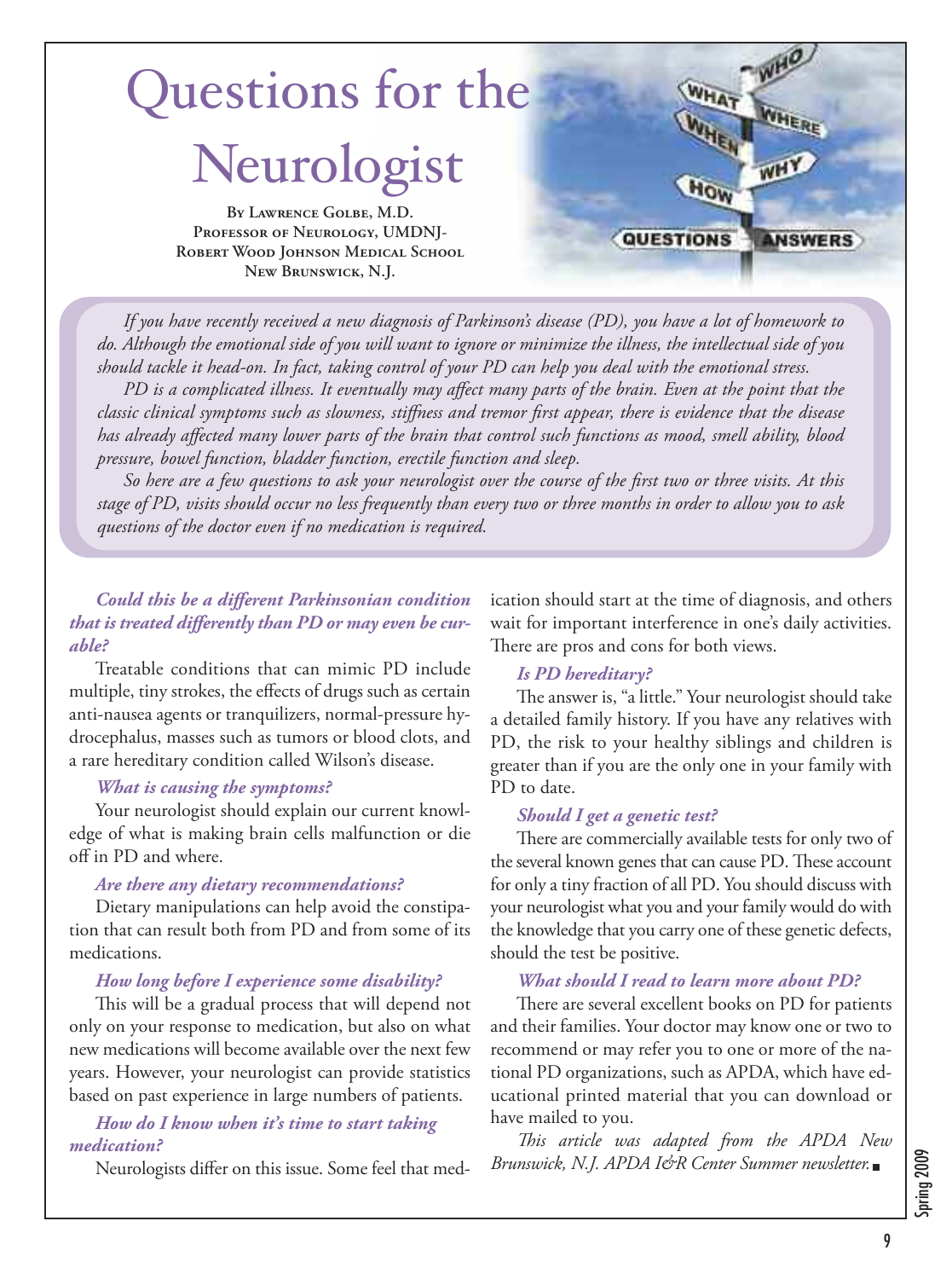# Questions for the Neurologist

**By Lawrence Golbe, M.D.**
**Professor of Neurology, UMDNJ-Robert Wood Johnson Medical School**
**New Brunswick, N.J.**

*If you have recently received a new diagnosis of Parkinson's disease (PD), you have a lot of homework to do. Although the emotional side of you will want to ignore or minimize the illness, the intellectual side of you should tackle it head-on. In fact, taking control of your PD can help you deal with the emotional stress.*

*PD is a complicated illness. It eventually may affect many parts of the brain. Even at the point that the classic clinical symptoms such as slowness, stiffness and tremor first appear, there is evidence that the disease has already affected many lower parts of the brain that control such functions as mood, smell ability, blood pressure, bowel function, bladder function, erectile function and sleep.*

*So here are a few questions to ask your neurologist over the course of the first two or three visits. At this stage of PD, visits should occur no less frequently than every two or three months in order to allow you to ask questions of the doctor even if no medication is required.*

### *Could this be a different Parkinsonian condition that is treated differently than PD or may even be curable?*

Treatable conditions that can mimic PD include multiple, tiny strokes, the effects of drugs such as certain anti-nausea agents or tranquilizers, normal-pressure hydrocephalus, masses such as tumors or blood clots, and a rare hereditary condition called Wilson's disease.

### *What is causing the symptoms?*

Your neurologist should explain our current knowledge of what is making brain cells malfunction or die off in PD and where.

### *Are there any dietary recommendations?*

Dietary manipulations can help avoid the constipation that can result both from PD and from some of its medications.

### *How long before I experience some disability?*

This will be a gradual process that will depend not only on your response to medication, but also on what new medications will become available over the next few years. However, your neurologist can provide statistics based on past experience in large numbers of patients.

### *How do I know when it's time to start taking medication?*

Neurologists differ on this issue. Some feel that medication should start at the time of diagnosis, and others wait for important interference in one's daily activities. There are pros and cons for both views.

### *Is PD hereditary?*

The answer is, "a little." Your neurologist should take a detailed family history. If you have any relatives with PD, the risk to your healthy siblings and children is greater than if you are the only one in your family with PD to date.

### *Should I get a genetic test?*

There are commercially available tests for only two of the several known genes that can cause PD. These account for only a tiny fraction of all PD. You should discuss with your neurologist what you and your family would do with the knowledge that you carry one of these genetic defects, should the test be positive.

### *What should I read to learn more about PD?*

There are several excellent books on PD for patients and their families. Your doctor may know one or two to recommend or may refer you to one or more of the national PD organizations, such as APDA, which have educational printed material that you can download or have mailed to you.

*This article was adapted from the APDA New Brunswick, N.J. APDA I&R Center Summer newsletter.*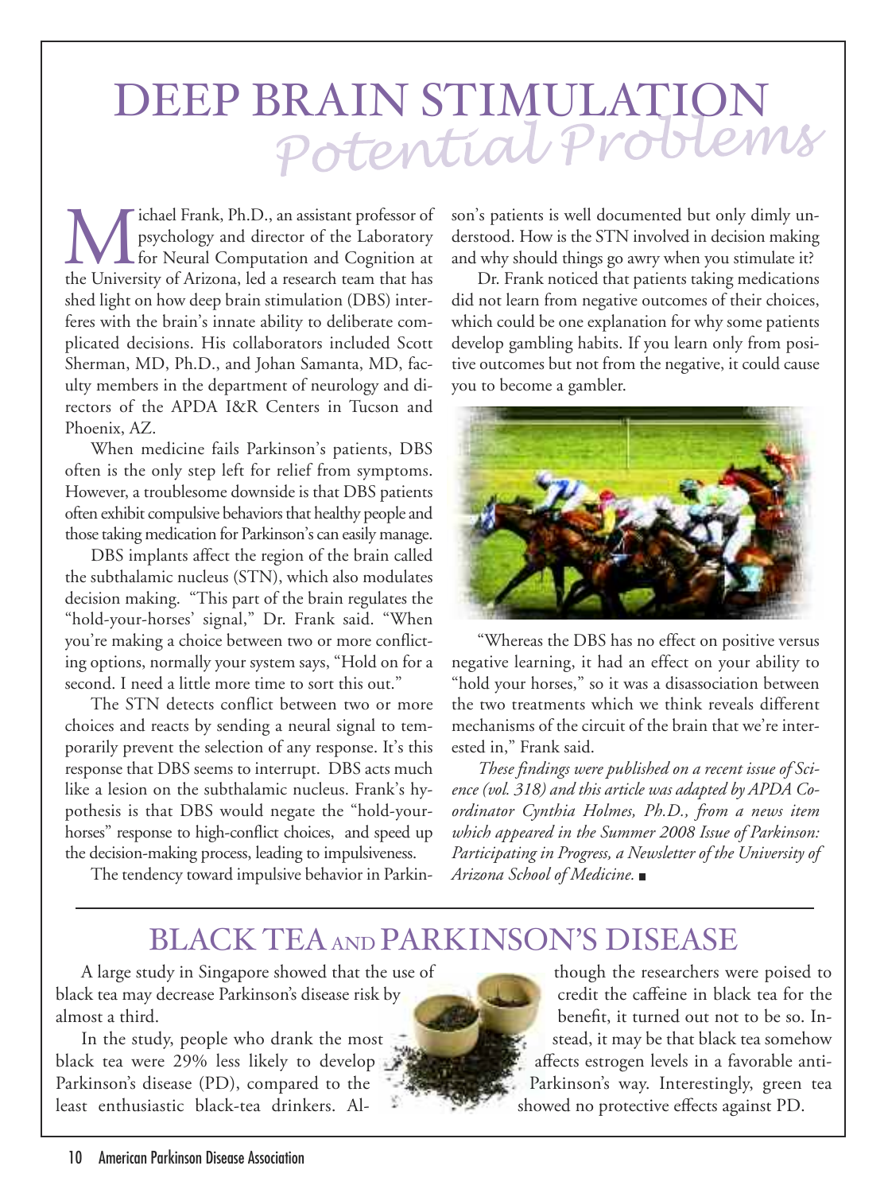# DEEP BRAIN STIMULATION *Potential Problems*

Michael Frank, Ph.D., an assistant professor of psychology and director of the Laboratory for Neural Computation and Cognition at the University of Arizona, led a research team that has shed light on how deep brain stimulation (DBS) interferes with the brain's innate ability to deliberate complicated decisions. His collaborators included Scott Sherman, MD, Ph.D., and Johan Samanta, MD, faculty members in the department of neurology and directors of the APDA I&R Centers in Tucson and Phoenix, AZ.

When medicine fails Parkinson's patients, DBS often is the only step left for relief from symptoms. However, a troublesome downside is that DBS patients often exhibit compulsive behaviors that healthy people and those taking medication for Parkinson's can easily manage.

DBS implants affect the region of the brain called the subthalamic nucleus (STN), which also modulates decision making. "This part of the brain regulates the "hold-your-horses' signal," Dr. Frank said. "When you're making a choice between two or more conflicting options, normally your system says, "Hold on for a second. I need a little more time to sort this out."

The STN detects conflict between two or more choices and reacts by sending a neural signal to temporarily prevent the selection of any response. It's this response that DBS seems to interrupt. DBS acts much like a lesion on the subthalamic nucleus. Frank's hypothesis is that DBS would negate the "hold-your-horses" response to high-conflict choices, and speed up the decision-making process, leading to impulsiveness.

The tendency toward impulsive behavior in Parkinson's patients is well documented but only dimly understood. How is the STN involved in decision making and why should things go awry when you stimulate it?

Dr. Frank noticed that patients taking medications did not learn from negative outcomes of their choices, which could be one explanation for why some patients develop gambling habits. If you learn only from positive outcomes but not from the negative, it could cause you to become a gambler.

"Whereas the DBS has no effect on positive versus negative learning, it had an effect on your ability to "hold your horses," so it was a disassociation between the two treatments which we think reveals different mechanisms of the circuit of the brain that we're interested in," Frank said.

*These findings were published on a recent issue of Science (vol. 318) and this article was adapted by APDA Coordinator Cynthia Holmes, Ph.D., from a news item which appeared in the Summer 2008 Issue of Parkinson: Participating in Progress, a Newsletter of the University of Arizona School of Medicine.*

## BLACK TEA AND PARKINSON'S DISEASE

A large study in Singapore showed that the use of black tea may decrease Parkinson's disease risk by almost a third.

In the study, people who drank the most black tea were 29% less likely to develop Parkinson's disease (PD), compared to the least enthusiastic black-tea drinkers. Although the researchers were poised to credit the caffeine in black tea for the benefit, it turned out not to be so. Instead, it may be that black tea somehow affects estrogen levels in a favorable anti-Parkinson's way. Interestingly, green tea showed no protective effects against PD.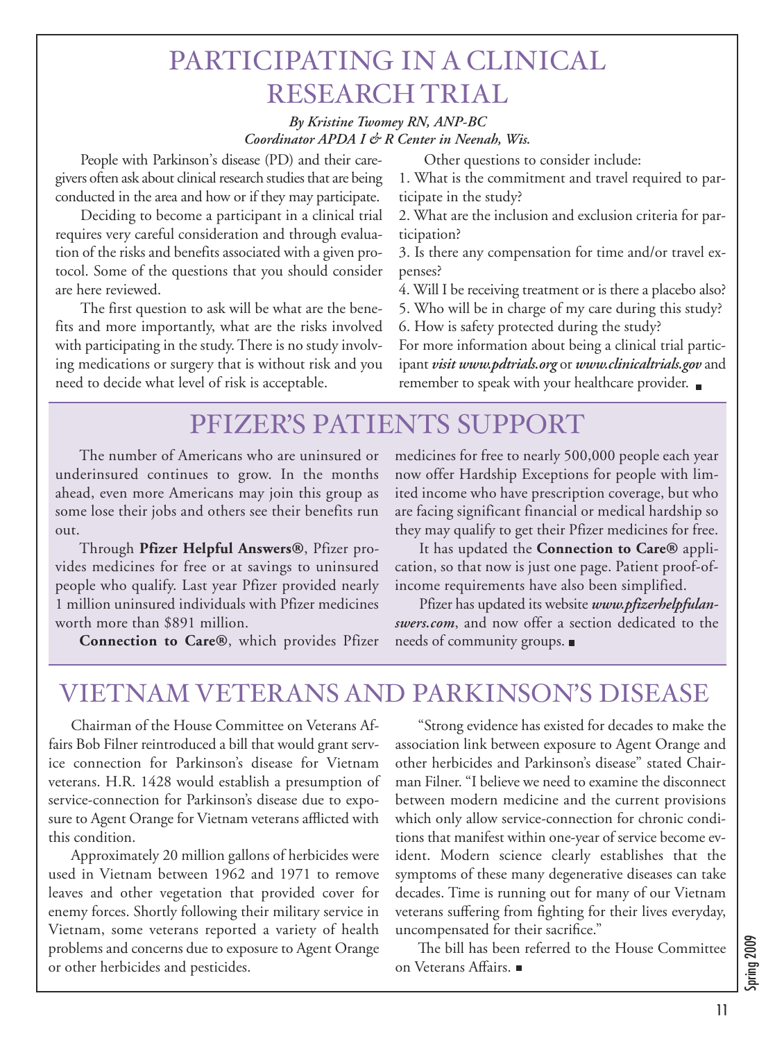# PARTICIPATING IN A CLINICAL RESEARCH TRIAL

***By Kristine Twomey RN, ANP-BC***
***Coordinator APDA I & R Center in Neenah, Wis.***

People with Parkinson's disease (PD) and their caregivers often ask about clinical research studies that are being conducted in the area and how or if they may participate.

Deciding to become a participant in a clinical trial requires very careful consideration and through evaluation of the risks and benefits associated with a given protocol. Some of the questions that you should consider are here reviewed.

The first question to ask will be what are the benefits and more importantly, what are the risks involved with participating in the study. There is no study involving medications or surgery that is without risk and you need to decide what level of risk is acceptable.

Other questions to consider include:

1. What is the commitment and travel required to participate in the study?
2. What are the inclusion and exclusion criteria for participation?
3. Is there any compensation for time and/or travel expenses?
4. Will I be receiving treatment or is there a placebo also?
5. Who will be in charge of my care during this study?
6. How is safety protected during the study?

For more information about being a clinical trial participant ***visit www.pdtrials.org*** or ***www.clinicaltrials.gov*** and remember to speak with your healthcare provider. ■

# PFIZER'S PATIENTS SUPPORT

The number of Americans who are uninsured or underinsured continues to grow. In the months ahead, even more Americans may join this group as some lose their jobs and others see their benefits run out.

Through **Pfizer Helpful Answers®**, Pfizer provides medicines for free or at savings to uninsured people who qualify. Last year Pfizer provided nearly 1 million uninsured individuals with Pfizer medicines worth more than $891 million.

**Connection to Care®**, which provides Pfizer medicines for free to nearly 500,000 people each year now offer Hardship Exceptions for people with limited income who have prescription coverage, but who are facing significant financial or medical hardship so they may qualify to get their Pfizer medicines for free.

It has updated the **Connection to Care®** application, so that now is just one page. Patient proof-of-income requirements have also been simplified.

Pfizer has updated its website ***www.pfizerhelpfulanswers.com***, and now offer a section dedicated to the needs of community groups. ■

# VIETNAM VETERANS AND PARKINSON'S DISEASE

Chairman of the House Committee on Veterans Affairs Bob Filner reintroduced a bill that would grant service connection for Parkinson's disease for Vietnam veterans. H.R. 1428 would establish a presumption of service-connection for Parkinson's disease due to exposure to Agent Orange for Vietnam veterans afflicted with this condition.

Approximately 20 million gallons of herbicides were used in Vietnam between 1962 and 1971 to remove leaves and other vegetation that provided cover for enemy forces. Shortly following their military service in Vietnam, some veterans reported a variety of health problems and concerns due to exposure to Agent Orange or other herbicides and pesticides.

"Strong evidence has existed for decades to make the association link between exposure to Agent Orange and other herbicides and Parkinson's disease" stated Chairman Filner. "I believe we need to examine the disconnect between modern medicine and the current provisions which only allow service-connection for chronic conditions that manifest within one-year of service become evident. Modern science clearly establishes that the symptoms of these many degenerative diseases can take decades. Time is running out for many of our Vietnam veterans suffering from fighting for their lives everyday, uncompensated for their sacrifice."

The bill has been referred to the House Committee on Veterans Affairs. ■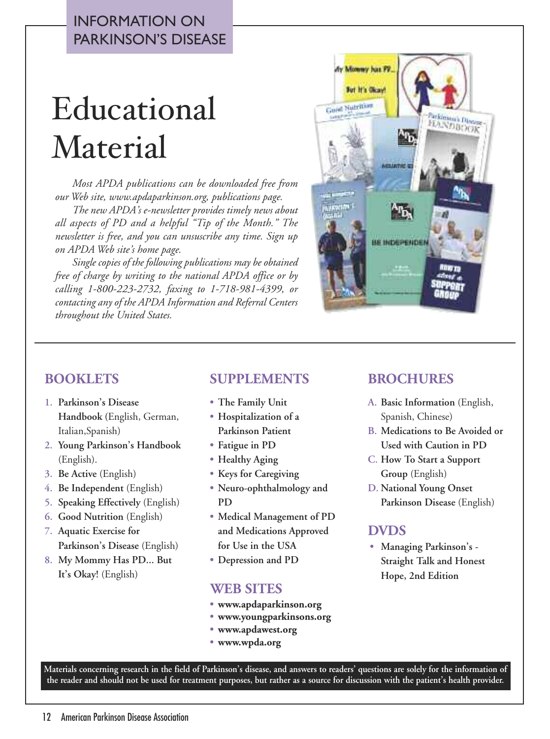INFORMATION ON PARKINSON'S DISEASE

# Educational Material

*Most APDA publications can be downloaded free from our Web site, www.apdaparkinson.org, publications page.*

*The new APDA's e-newsletter provides timely news about all aspects of PD and a helpful "Tip of the Month." The newsletter is free, and you can unsuscribe any time. Sign up on APDA Web site's home page.*

*Single copies of the following publications may be obtained free of charge by writing to the national APDA office or by calling 1-800-223-2732, faxing to 1-718-981-4399, or contacting any of the APDA Information and Referral Centers throughout the United States.*

## BOOKLETS

1. **Parkinson's Disease Handbook** (English, German, Italian,Spanish)
2. **Young Parkinson's Handbook** (English).
3. **Be Active** (English)
4. **Be Independent** (English)
5. **Speaking Effectively** (English)
6. **Good Nutrition** (English)
7. **Aquatic Exercise for Parkinson's Disease** (English)
8. **My Mommy Has PD... But It's Okay!** (English)

## SUPPLEMENTS

- **The Family Unit**
- **Hospitalization of a Parkinson Patient**
- **Fatigue in PD**
- **Healthy Aging**
- **Keys for Caregiving**
- **Neuro-ophthalmology and PD**
- **Medical Management of PD and Medications Approved for Use in the USA**
- **Depression and PD**

## WEB SITES

- **www.apdaparkinson.org**
- **www.youngparkinsons.org**
- **www.apdawest.org**
- **www.wpda.org**

## BROCHURES

A. **Basic Information** (English, Spanish, Chinese)
B. **Medications to Be Avoided or Used with Caution in PD**
C. How To Start a Support **Group** (English)
D. **National Young Onset Parkinson Disease** (English)

## DVDS

- **Managing Parkinson's - Straight Talk and Honest Hope, 2nd Edition**

**Materials concerning research in the field of Parkinson's disease, and answers to readers' questions are solely for the information of the reader and should not be used for treatment purposes, but rather as a source for discussion with the patient's health provider.**